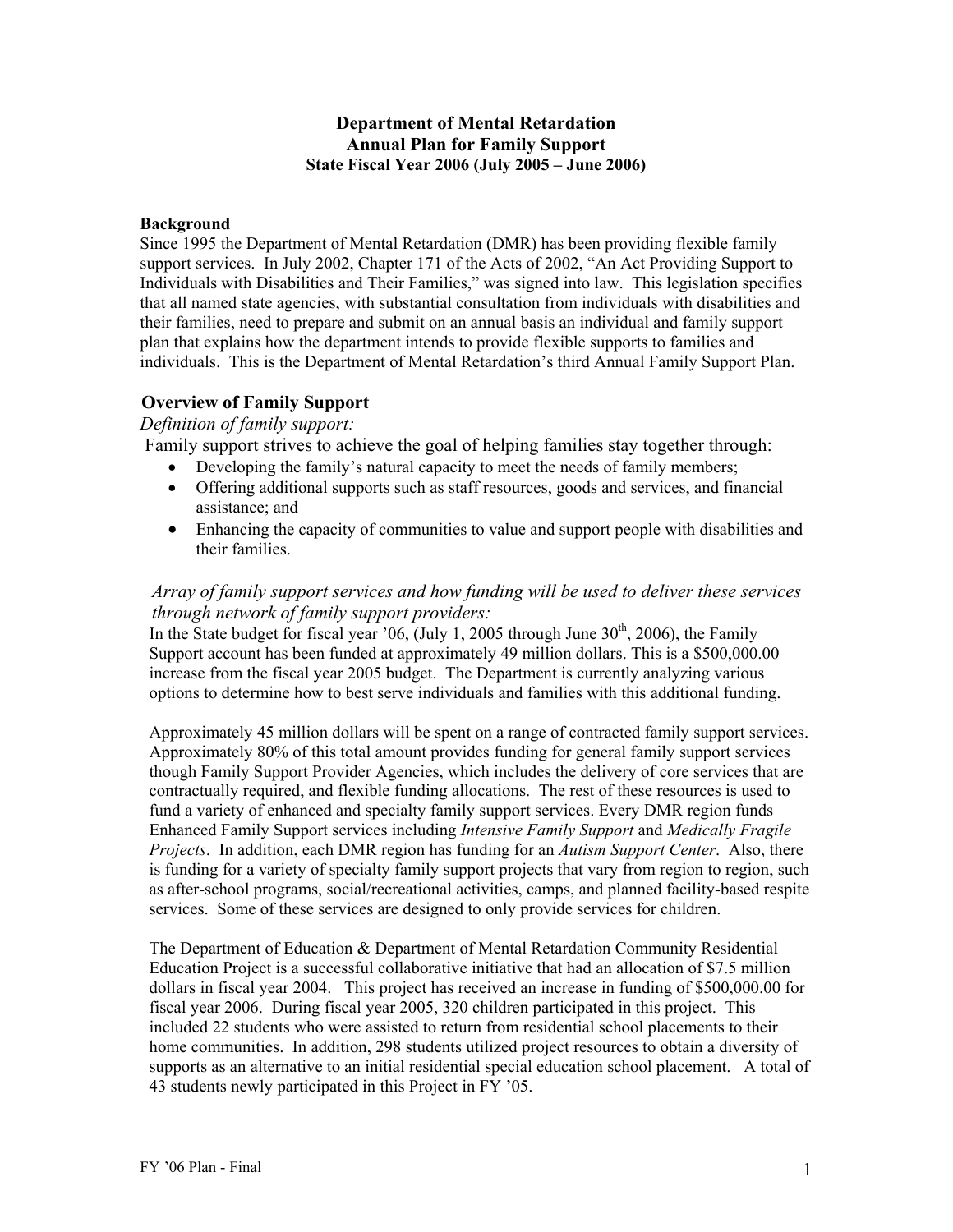# Department of Mental Retardation
# Annual Plan for Family Support
### State Fiscal Year 2006 (July 2005 – June 2006)

**Background**

Since 1995 the Department of Mental Retardation (DMR) has been providing flexible family support services. In July 2002, Chapter 171 of the Acts of 2002, "An Act Providing Support to Individuals with Disabilities and Their Families," was signed into law. This legislation specifies that all named state agencies, with substantial consultation from individuals with disabilities and their families, need to prepare and submit on an annual basis an individual and family support plan that explains how the department intends to provide flexible supports to families and individuals. This is the Department of Mental Retardation's third Annual Family Support Plan.

## Overview of Family Support

*Definition of family support:*

Family support strives to achieve the goal of helping families stay together through:

- Developing the family's natural capacity to meet the needs of family members;
- Offering additional supports such as staff resources, goods and services, and financial assistance; and
- Enhancing the capacity of communities to value and support people with disabilities and their families.

*Array of family support services and how funding will be used to deliver these services through network of family support providers:*

In the State budget for fiscal year '06, (July 1, 2005 through June 30th, 2006), the Family Support account has been funded at approximately 49 million dollars. This is a $500,000.00 increase from the fiscal year 2005 budget. The Department is currently analyzing various options to determine how to best serve individuals and families with this additional funding.

Approximately 45 million dollars will be spent on a range of contracted family support services. Approximately 80% of this total amount provides funding for general family support services though Family Support Provider Agencies, which includes the delivery of core services that are contractually required, and flexible funding allocations. The rest of these resources is used to fund a variety of enhanced and specialty family support services. Every DMR region funds Enhanced Family Support services including *Intensive Family Support* and *Medically Fragile Projects*. In addition, each DMR region has funding for an *Autism Support Center*. Also, there is funding for a variety of specialty family support projects that vary from region to region, such as after-school programs, social/recreational activities, camps, and planned facility-based respite services. Some of these services are designed to only provide services for children.

The Department of Education & Department of Mental Retardation Community Residential Education Project is a successful collaborative initiative that had an allocation of $7.5 million dollars in fiscal year 2004. This project has received an increase in funding of $500,000.00 for fiscal year 2006. During fiscal year 2005, 320 children participated in this project. This included 22 students who were assisted to return from residential school placements to their home communities. In addition, 298 students utilized project resources to obtain a diversity of supports as an alternative to an initial residential special education school placement. A total of 43 students newly participated in this Project in FY '05.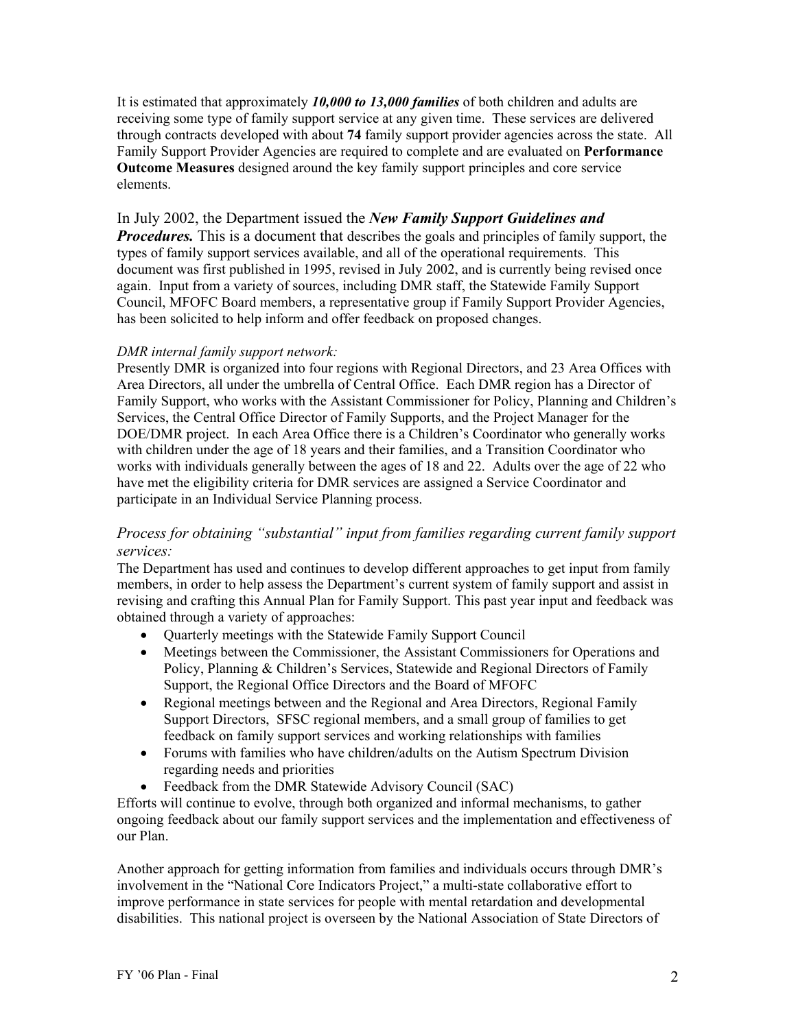It is estimated that approximately ***10,000 to 13,000 families*** of both children and adults are receiving some type of family support service at any given time. These services are delivered through contracts developed with about **74** family support provider agencies across the state. All Family Support Provider Agencies are required to complete and are evaluated on **Performance Outcome Measures** designed around the key family support principles and core service elements.

In July 2002, the Department issued the ***New Family Support Guidelines and Procedures.*** This is a document that describes the goals and principles of family support, the types of family support services available, and all of the operational requirements. This document was first published in 1995, revised in July 2002, and is currently being revised once again. Input from a variety of sources, including DMR staff, the Statewide Family Support Council, MFOFC Board members, a representative group if Family Support Provider Agencies, has been solicited to help inform and offer feedback on proposed changes.

*DMR internal family support network:*

Presently DMR is organized into four regions with Regional Directors, and 23 Area Offices with Area Directors, all under the umbrella of Central Office. Each DMR region has a Director of Family Support, who works with the Assistant Commissioner for Policy, Planning and Children's Services, the Central Office Director of Family Supports, and the Project Manager for the DOE/DMR project. In each Area Office there is a Children's Coordinator who generally works with children under the age of 18 years and their families, and a Transition Coordinator who works with individuals generally between the ages of 18 and 22. Adults over the age of 22 who have met the eligibility criteria for DMR services are assigned a Service Coordinator and participate in an Individual Service Planning process.

*Process for obtaining "substantial" input from families regarding current family support services:*

The Department has used and continues to develop different approaches to get input from family members, in order to help assess the Department's current system of family support and assist in revising and crafting this Annual Plan for Family Support. This past year input and feedback was obtained through a variety of approaches:

- Quarterly meetings with the Statewide Family Support Council
- Meetings between the Commissioner, the Assistant Commissioners for Operations and Policy, Planning & Children's Services, Statewide and Regional Directors of Family Support, the Regional Office Directors and the Board of MFOFC
- Regional meetings between and the Regional and Area Directors, Regional Family Support Directors, SFSC regional members, and a small group of families to get feedback on family support services and working relationships with families
- Forums with families who have children/adults on the Autism Spectrum Division regarding needs and priorities
- Feedback from the DMR Statewide Advisory Council (SAC)

Efforts will continue to evolve, through both organized and informal mechanisms, to gather ongoing feedback about our family support services and the implementation and effectiveness of our Plan.

Another approach for getting information from families and individuals occurs through DMR's involvement in the "National Core Indicators Project," a multi-state collaborative effort to improve performance in state services for people with mental retardation and developmental disabilities. This national project is overseen by the National Association of State Directors of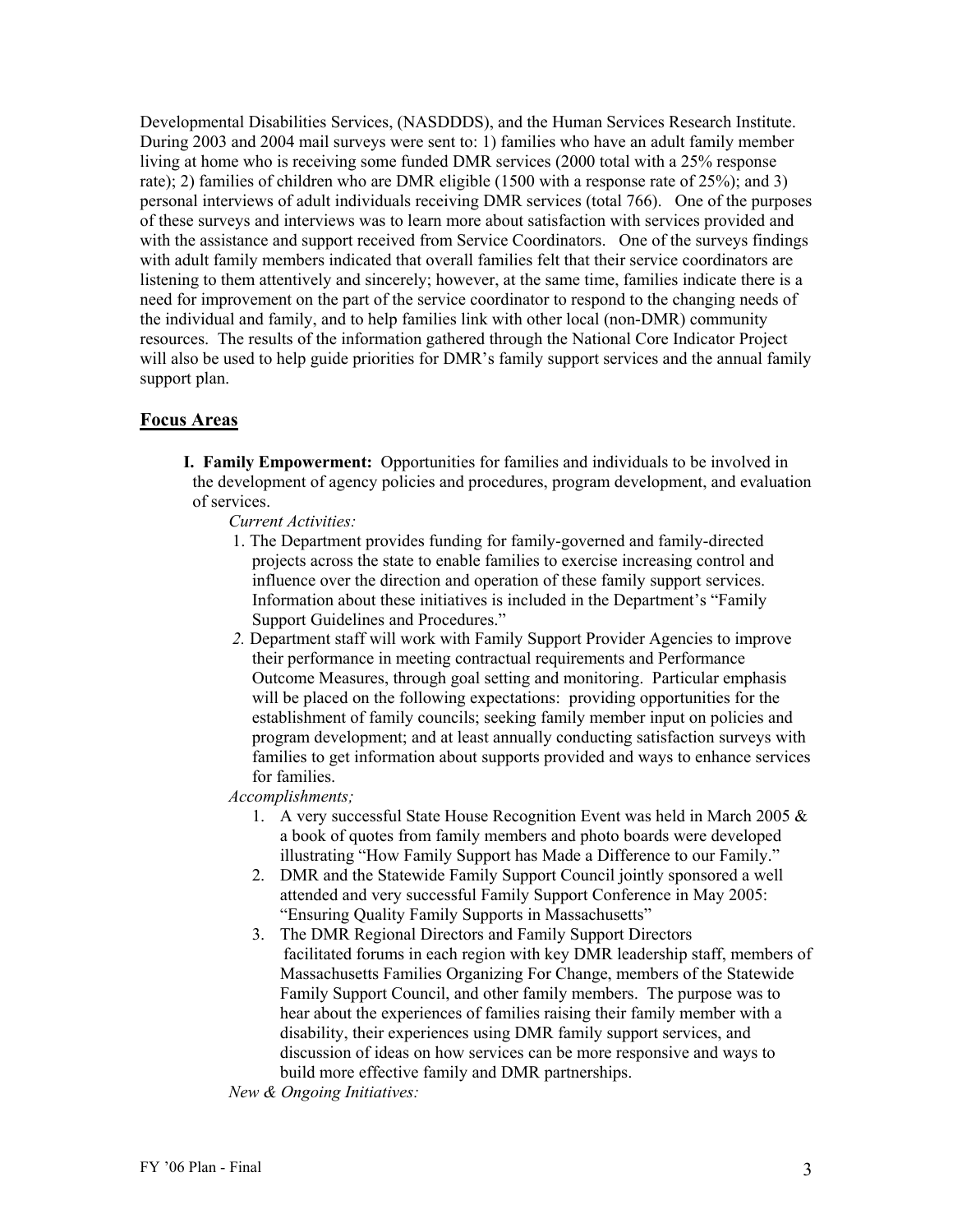Developmental Disabilities Services, (NASDDDS), and the Human Services Research Institute. During 2003 and 2004 mail surveys were sent to: 1) families who have an adult family member living at home who is receiving some funded DMR services (2000 total with a 25% response rate); 2) families of children who are DMR eligible (1500 with a response rate of 25%); and 3) personal interviews of adult individuals receiving DMR services (total 766). One of the purposes of these surveys and interviews was to learn more about satisfaction with services provided and with the assistance and support received from Service Coordinators. One of the surveys findings with adult family members indicated that overall families felt that their service coordinators are listening to them attentively and sincerely; however, at the same time, families indicate there is a need for improvement on the part of the service coordinator to respond to the changing needs of the individual and family, and to help families link with other local (non-DMR) community resources. The results of the information gathered through the National Core Indicator Project will also be used to help guide priorities for DMR's family support services and the annual family support plan.

## Focus Areas

**I. Family Empowerment:** Opportunities for families and individuals to be involved in the development of agency policies and procedures, program development, and evaluation of services.

*Current Activities:*

1. The Department provides funding for family-governed and family-directed projects across the state to enable families to exercise increasing control and influence over the direction and operation of these family support services. Information about these initiatives is included in the Department's "Family Support Guidelines and Procedures."
2. Department staff will work with Family Support Provider Agencies to improve their performance in meeting contractual requirements and Performance Outcome Measures, through goal setting and monitoring. Particular emphasis will be placed on the following expectations: providing opportunities for the establishment of family councils; seeking family member input on policies and program development; and at least annually conducting satisfaction surveys with families to get information about supports provided and ways to enhance services for families.

*Accomplishments;*

1. A very successful State House Recognition Event was held in March 2005 & a book of quotes from family members and photo boards were developed illustrating "How Family Support has Made a Difference to our Family."
2. DMR and the Statewide Family Support Council jointly sponsored a well attended and very successful Family Support Conference in May 2005: "Ensuring Quality Family Supports in Massachusetts"
3. The DMR Regional Directors and Family Support Directors facilitated forums in each region with key DMR leadership staff, members of Massachusetts Families Organizing For Change, members of the Statewide Family Support Council, and other family members. The purpose was to hear about the experiences of families raising their family member with a disability, their experiences using DMR family support services, and discussion of ideas on how services can be more responsive and ways to build more effective family and DMR partnerships.

*New & Ongoing Initiatives:*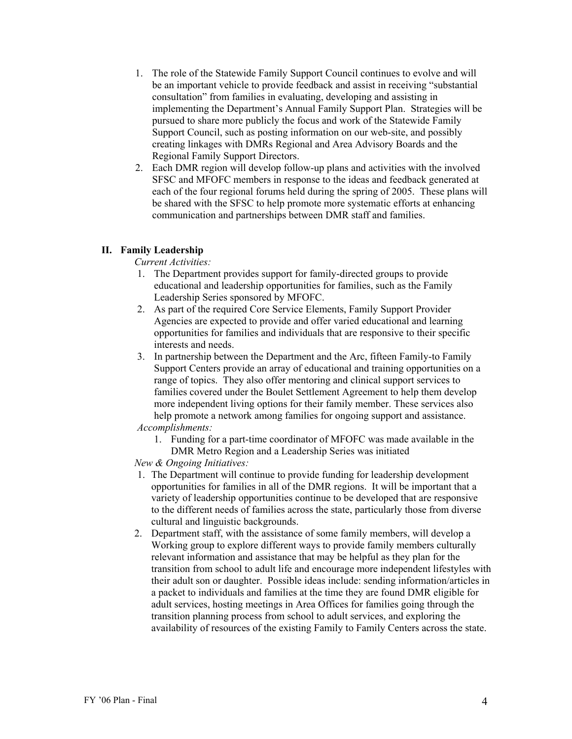1. The role of the Statewide Family Support Council continues to evolve and will be an important vehicle to provide feedback and assist in receiving "substantial consultation" from families in evaluating, developing and assisting in implementing the Department's Annual Family Support Plan. Strategies will be pursued to share more publicly the focus and work of the Statewide Family Support Council, such as posting information on our web-site, and possibly creating linkages with DMRs Regional and Area Advisory Boards and the Regional Family Support Directors.
2. Each DMR region will develop follow-up plans and activities with the involved SFSC and MFOFC members in response to the ideas and feedback generated at each of the four regional forums held during the spring of 2005. These plans will be shared with the SFSC to help promote more systematic efforts at enhancing communication and partnerships between DMR staff and families.

## II. Family Leadership

*Current Activities:*

1. The Department provides support for family-directed groups to provide educational and leadership opportunities for families, such as the Family Leadership Series sponsored by MFOFC.
2. As part of the required Core Service Elements, Family Support Provider Agencies are expected to provide and offer varied educational and learning opportunities for families and individuals that are responsive to their specific interests and needs.
3. In partnership between the Department and the Arc, fifteen Family-to Family Support Centers provide an array of educational and training opportunities on a range of topics. They also offer mentoring and clinical support services to families covered under the Boulet Settlement Agreement to help them develop more independent living options for their family member. These services also help promote a network among families for ongoing support and assistance.

*Accomplishments:*

1. Funding for a part-time coordinator of MFOFC was made available in the DMR Metro Region and a Leadership Series was initiated

*New & Ongoing Initiatives:*

1. The Department will continue to provide funding for leadership development opportunities for families in all of the DMR regions. It will be important that a variety of leadership opportunities continue to be developed that are responsive to the different needs of families across the state, particularly those from diverse cultural and linguistic backgrounds.
2. Department staff, with the assistance of some family members, will develop a Working group to explore different ways to provide family members culturally relevant information and assistance that may be helpful as they plan for the transition from school to adult life and encourage more independent lifestyles with their adult son or daughter. Possible ideas include: sending information/articles in a packet to individuals and families at the time they are found DMR eligible for adult services, hosting meetings in Area Offices for families going through the transition planning process from school to adult services, and exploring the availability of resources of the existing Family to Family Centers across the state.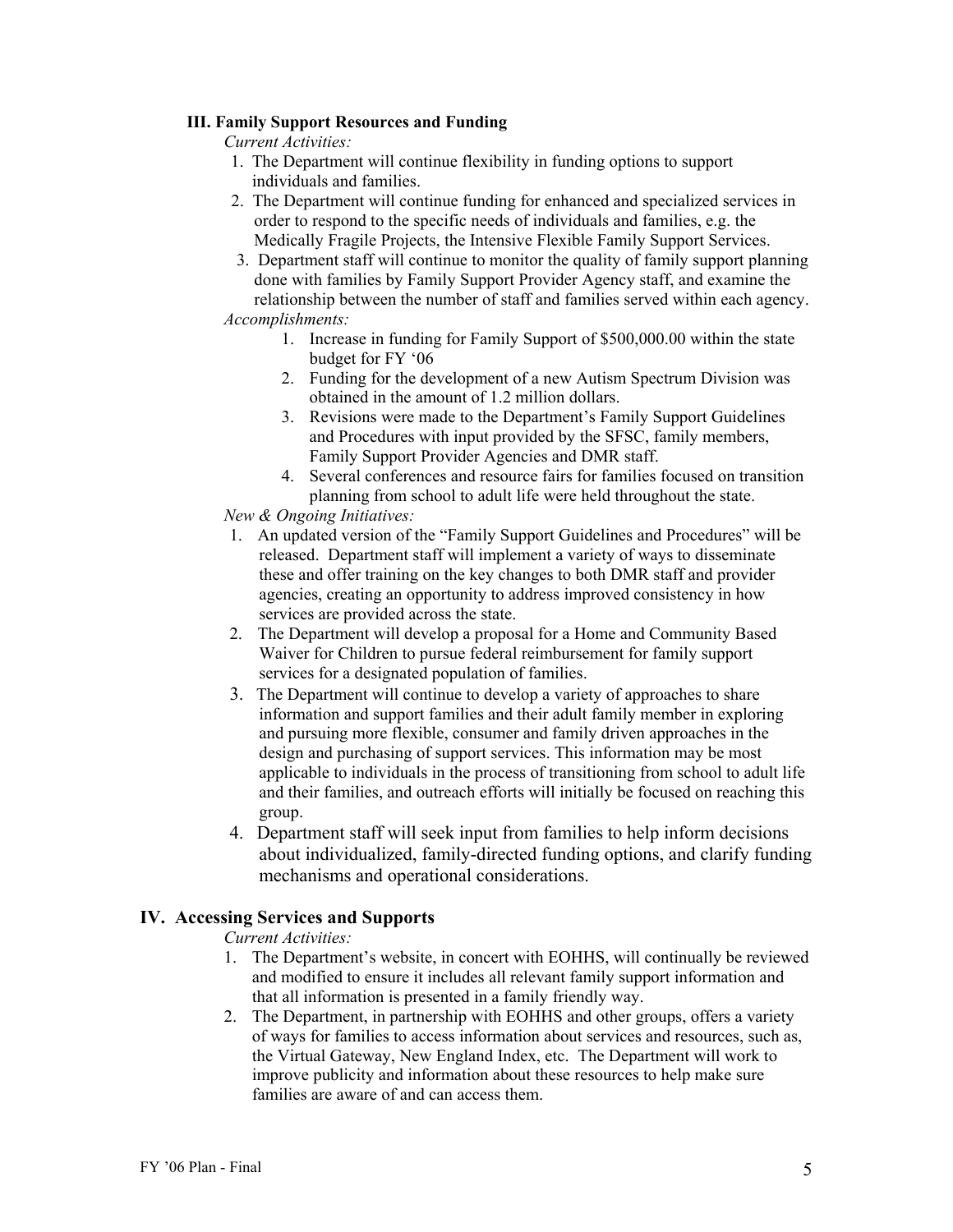### III. Family Support Resources and Funding

*Current Activities:*

1. The Department will continue flexibility in funding options to support individuals and families.
2. The Department will continue funding for enhanced and specialized services in order to respond to the specific needs of individuals and families, e.g. the Medically Fragile Projects, the Intensive Flexible Family Support Services.
3. Department staff will continue to monitor the quality of family support planning done with families by Family Support Provider Agency staff, and examine the relationship between the number of staff and families served within each agency.

*Accomplishments:*

1. Increase in funding for Family Support of $500,000.00 within the state budget for FY '06
2. Funding for the development of a new Autism Spectrum Division was obtained in the amount of 1.2 million dollars.
3. Revisions were made to the Department's Family Support Guidelines and Procedures with input provided by the SFSC, family members, Family Support Provider Agencies and DMR staff.
4. Several conferences and resource fairs for families focused on transition planning from school to adult life were held throughout the state.

*New & Ongoing Initiatives:*

1. An updated version of the "Family Support Guidelines and Procedures" will be released. Department staff will implement a variety of ways to disseminate these and offer training on the key changes to both DMR staff and provider agencies, creating an opportunity to address improved consistency in how services are provided across the state.
2. The Department will develop a proposal for a Home and Community Based Waiver for Children to pursue federal reimbursement for family support services for a designated population of families.
3. The Department will continue to develop a variety of approaches to share information and support families and their adult family member in exploring and pursuing more flexible, consumer and family driven approaches in the design and purchasing of support services. This information may be most applicable to individuals in the process of transitioning from school to adult life and their families, and outreach efforts will initially be focused on reaching this group.
4. Department staff will seek input from families to help inform decisions about individualized, family-directed funding options, and clarify funding mechanisms and operational considerations.

## IV. Accessing Services and Supports

*Current Activities:*

1. The Department's website, in concert with EOHHS, will continually be reviewed and modified to ensure it includes all relevant family support information and that all information is presented in a family friendly way.
2. The Department, in partnership with EOHHS and other groups, offers a variety of ways for families to access information about services and resources, such as, the Virtual Gateway, New England Index, etc. The Department will work to improve publicity and information about these resources to help make sure families are aware of and can access them.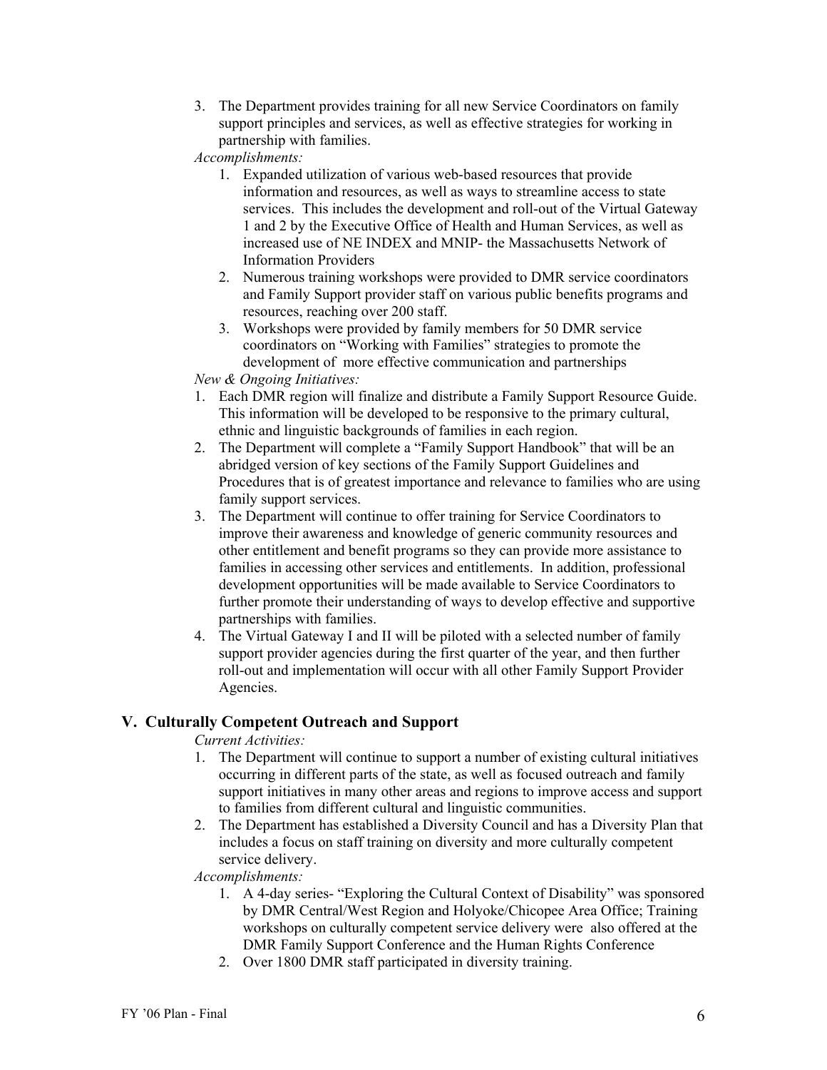3. The Department provides training for all new Service Coordinators on family support principles and services, as well as effective strategies for working in partnership with families.

*Accomplishments:*

1. Expanded utilization of various web-based resources that provide information and resources, as well as ways to streamline access to state services. This includes the development and roll-out of the Virtual Gateway 1 and 2 by the Executive Office of Health and Human Services, as well as increased use of NE INDEX and MNIP- the Massachusetts Network of Information Providers
2. Numerous training workshops were provided to DMR service coordinators and Family Support provider staff on various public benefits programs and resources, reaching over 200 staff.
3. Workshops were provided by family members for 50 DMR service coordinators on "Working with Families" strategies to promote the development of more effective communication and partnerships

*New & Ongoing Initiatives:*

1. Each DMR region will finalize and distribute a Family Support Resource Guide. This information will be developed to be responsive to the primary cultural, ethnic and linguistic backgrounds of families in each region.
2. The Department will complete a "Family Support Handbook" that will be an abridged version of key sections of the Family Support Guidelines and Procedures that is of greatest importance and relevance to families who are using family support services.
3. The Department will continue to offer training for Service Coordinators to improve their awareness and knowledge of generic community resources and other entitlement and benefit programs so they can provide more assistance to families in accessing other services and entitlements. In addition, professional development opportunities will be made available to Service Coordinators to further promote their understanding of ways to develop effective and supportive partnerships with families.
4. The Virtual Gateway I and II will be piloted with a selected number of family support provider agencies during the first quarter of the year, and then further roll-out and implementation will occur with all other Family Support Provider Agencies.

## V. Culturally Competent Outreach and Support

*Current Activities:*

1. The Department will continue to support a number of existing cultural initiatives occurring in different parts of the state, as well as focused outreach and family support initiatives in many other areas and regions to improve access and support to families from different cultural and linguistic communities.
2. The Department has established a Diversity Council and has a Diversity Plan that includes a focus on staff training on diversity and more culturally competent service delivery.

*Accomplishments:*

1. A 4-day series- "Exploring the Cultural Context of Disability" was sponsored by DMR Central/West Region and Holyoke/Chicopee Area Office; Training workshops on culturally competent service delivery were also offered at the DMR Family Support Conference and the Human Rights Conference
2. Over 1800 DMR staff participated in diversity training.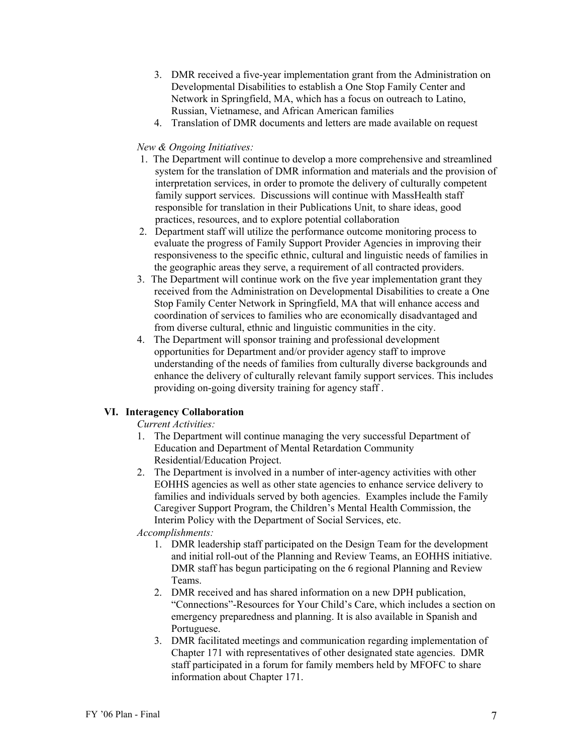3. DMR received a five-year implementation grant from the Administration on Developmental Disabilities to establish a One Stop Family Center and Network in Springfield, MA, which has a focus on outreach to Latino, Russian, Vietnamese, and African American families
4. Translation of DMR documents and letters are made available on request

*New & Ongoing Initiatives:*

1. The Department will continue to develop a more comprehensive and streamlined system for the translation of DMR information and materials and the provision of interpretation services, in order to promote the delivery of culturally competent family support services. Discussions will continue with MassHealth staff responsible for translation in their Publications Unit, to share ideas, good practices, resources, and to explore potential collaboration
2. Department staff will utilize the performance outcome monitoring process to evaluate the progress of Family Support Provider Agencies in improving their responsiveness to the specific ethnic, cultural and linguistic needs of families in the geographic areas they serve, a requirement of all contracted providers.
3. The Department will continue work on the five year implementation grant they received from the Administration on Developmental Disabilities to create a One Stop Family Center Network in Springfield, MA that will enhance access and coordination of services to families who are economically disadvantaged and from diverse cultural, ethnic and linguistic communities in the city.
4. The Department will sponsor training and professional development opportunities for Department and/or provider agency staff to improve understanding of the needs of families from culturally diverse backgrounds and enhance the delivery of culturally relevant family support services. This includes providing on-going diversity training for agency staff .

## VI. Interagency Collaboration

*Current Activities:*

1. The Department will continue managing the very successful Department of Education and Department of Mental Retardation Community Residential/Education Project.
2. The Department is involved in a number of inter-agency activities with other EOHHS agencies as well as other state agencies to enhance service delivery to families and individuals served by both agencies. Examples include the Family Caregiver Support Program, the Children's Mental Health Commission, the Interim Policy with the Department of Social Services, etc.

*Accomplishments:*

1. DMR leadership staff participated on the Design Team for the development and initial roll-out of the Planning and Review Teams, an EOHHS initiative. DMR staff has begun participating on the 6 regional Planning and Review Teams.
2. DMR received and has shared information on a new DPH publication, "Connections"-Resources for Your Child's Care, which includes a section on emergency preparedness and planning. It is also available in Spanish and Portuguese.
3. DMR facilitated meetings and communication regarding implementation of Chapter 171 with representatives of other designated state agencies. DMR staff participated in a forum for family members held by MFOFC to share information about Chapter 171.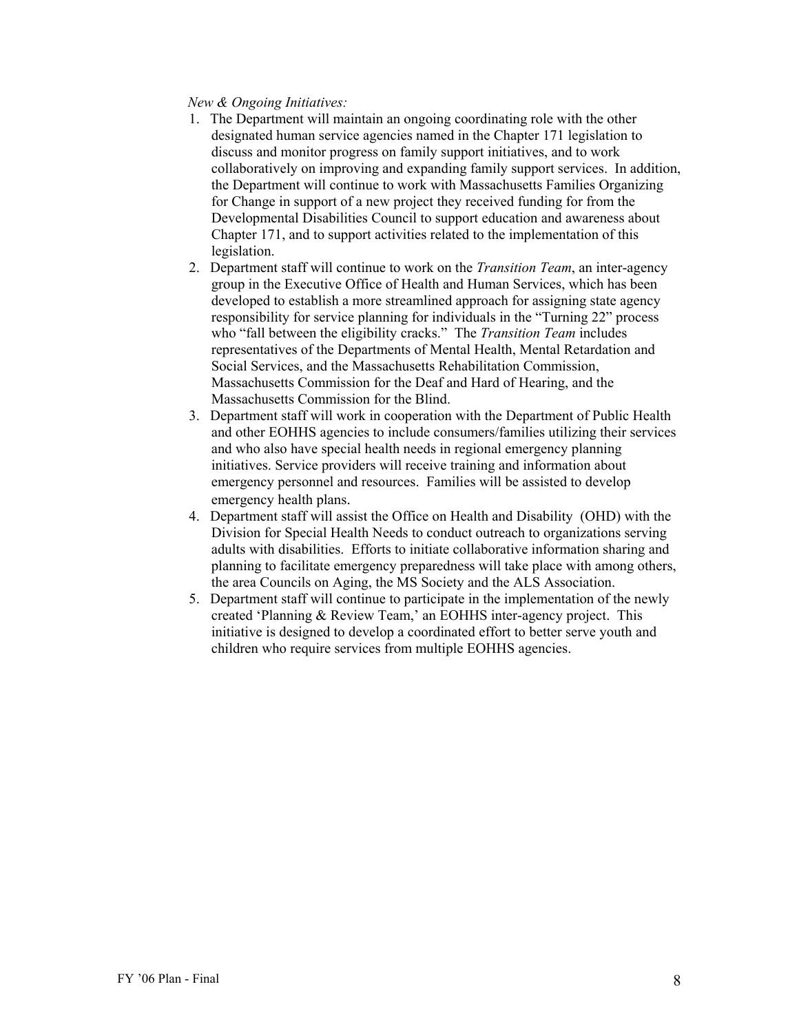*New & Ongoing Initiatives:*

1. The Department will maintain an ongoing coordinating role with the other designated human service agencies named in the Chapter 171 legislation to discuss and monitor progress on family support initiatives, and to work collaboratively on improving and expanding family support services. In addition, the Department will continue to work with Massachusetts Families Organizing for Change in support of a new project they received funding for from the Developmental Disabilities Council to support education and awareness about Chapter 171, and to support activities related to the implementation of this legislation.
2. Department staff will continue to work on the *Transition Team*, an inter-agency group in the Executive Office of Health and Human Services, which has been developed to establish a more streamlined approach for assigning state agency responsibility for service planning for individuals in the "Turning 22" process who "fall between the eligibility cracks." The *Transition Team* includes representatives of the Departments of Mental Health, Mental Retardation and Social Services, and the Massachusetts Rehabilitation Commission, Massachusetts Commission for the Deaf and Hard of Hearing, and the Massachusetts Commission for the Blind.
3. Department staff will work in cooperation with the Department of Public Health and other EOHHS agencies to include consumers/families utilizing their services and who also have special health needs in regional emergency planning initiatives. Service providers will receive training and information about emergency personnel and resources. Families will be assisted to develop emergency health plans.
4. Department staff will assist the Office on Health and Disability (OHD) with the Division for Special Health Needs to conduct outreach to organizations serving adults with disabilities. Efforts to initiate collaborative information sharing and planning to facilitate emergency preparedness will take place with among others, the area Councils on Aging, the MS Society and the ALS Association.
5. Department staff will continue to participate in the implementation of the newly created 'Planning & Review Team,' an EOHHS inter-agency project. This initiative is designed to develop a coordinated effort to better serve youth and children who require services from multiple EOHHS agencies.